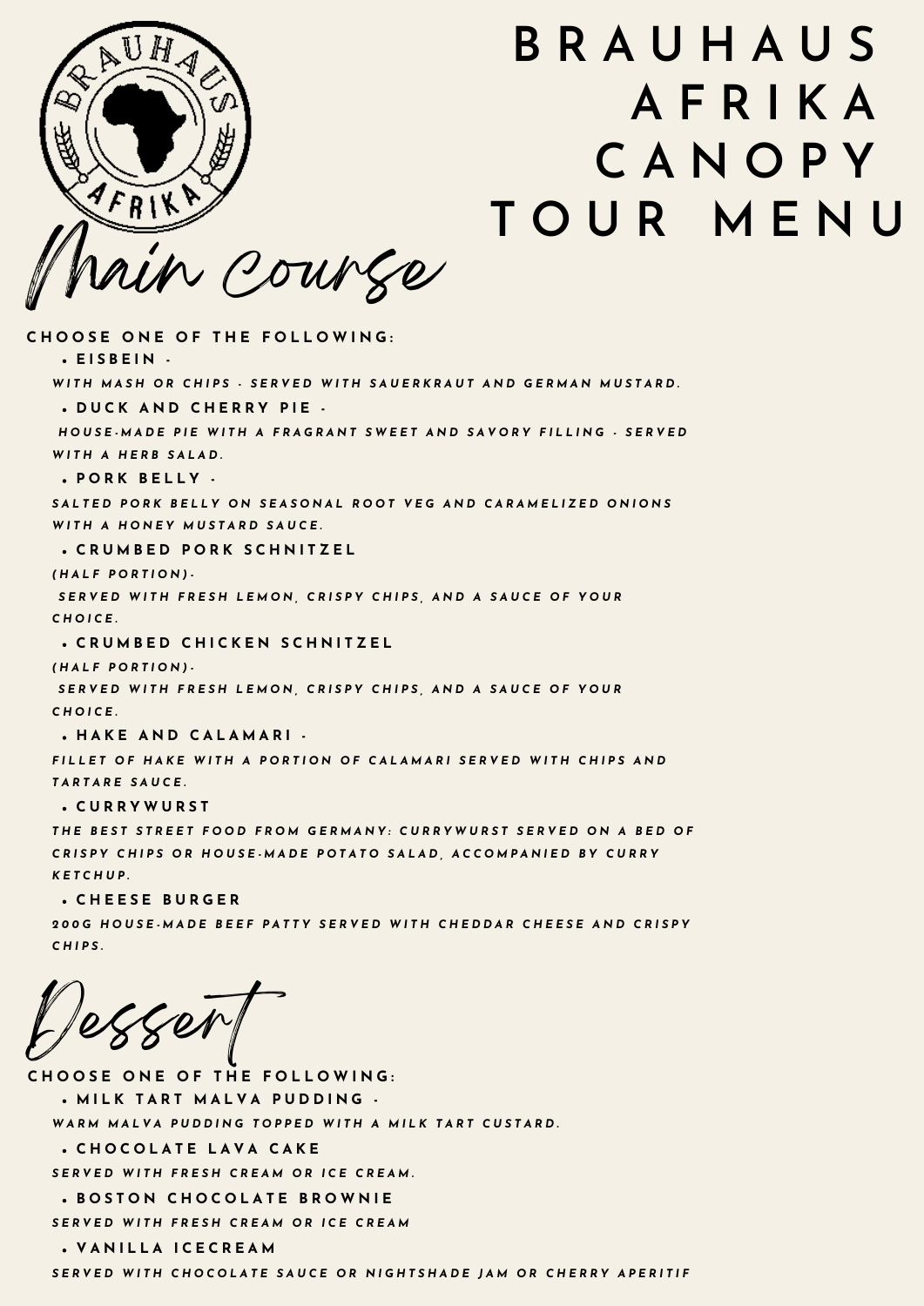# BRAUHAUS AFRIKA CANOPY TOUR MENU

## Main Course

**CHOOSE ONE OF THE FOLLOWING:**

- **EISBEIN -**
  *WITH MASH OR CHIPS - SERVED WITH SAUERKRAUT AND GERMAN MUSTARD.*
- **DUCK AND CHERRY PIE -**
  *HOUSE-MADE PIE WITH A FRAGRANT SWEET AND SAVORY FILLING - SERVED WITH A HERB SALAD.*
- **PORK BELLY -**
  *SALTED PORK BELLY ON SEASONAL ROOT VEG AND CARAMELIZED ONIONS WITH A HONEY MUSTARD SAUCE.*
- **CRUMBED PORK SCHNITZEL**
  *(HALF PORTION)-*
  *SERVED WITH FRESH LEMON, CRISPY CHIPS, AND A SAUCE OF YOUR CHOICE.*
- **CRUMBED CHICKEN SCHNITZEL**
  *(HALF PORTION)-*
  *SERVED WITH FRESH LEMON, CRISPY CHIPS, AND A SAUCE OF YOUR CHOICE.*
- **HAKE AND CALAMARI -**
  *FILLET OF HAKE WITH A PORTION OF CALAMARI SERVED WITH CHIPS AND TARTARE SAUCE.*
- **CURRYWURST**
  *THE BEST STREET FOOD FROM GERMANY: CURRYWURST SERVED ON A BED OF CRISPY CHIPS OR HOUSE-MADE POTATO SALAD, ACCOMPANIED BY CURRY KETCHUP.*
- **CHEESE BURGER**
  *200G HOUSE-MADE BEEF PATTY SERVED WITH CHEDDAR CHEESE AND CRISPY CHIPS.*

## Dessert

**CHOOSE ONE OF THE FOLLOWING:**

- **MILK TART MALVA PUDDING -**
  *WARM MALVA PUDDING TOPPED WITH A MILK TART CUSTARD.*
- **CHOCOLATE LAVA CAKE**
  *SERVED WITH FRESH CREAM OR ICE CREAM.*
- **BOSTON CHOCOLATE BROWNIE**
  *SERVED WITH FRESH CREAM OR ICE CREAM*
- **VANILLA ICECREAM**
  *SERVED WITH CHOCOLATE SAUCE OR NIGHTSHADE JAM OR CHERRY APERITIF*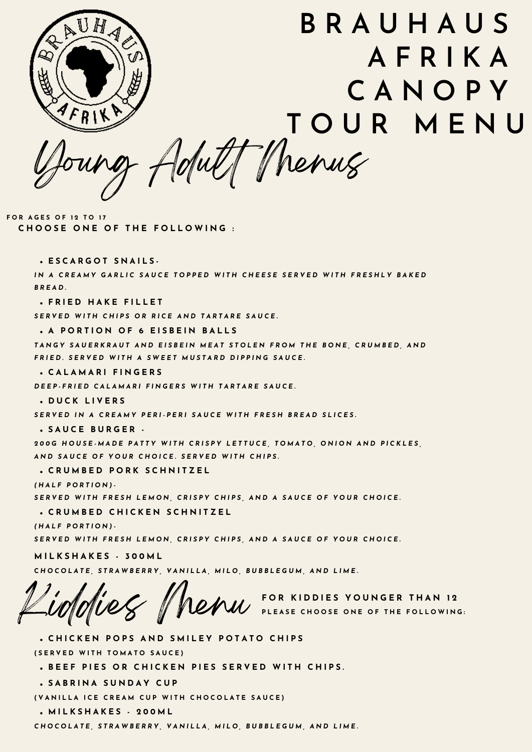# BRAUHAUS AFRIKA CANOPY TOUR MENU

## Young Adult Menus

**FOR AGES OF 12 TO 17**

**CHOOSE ONE OF THE FOLLOWING :**

- **ESCARGOT SNAILS-**

*IN A CREAMY GARLIC SAUCE TOPPED WITH CHEESE SERVED WITH FRESHLY BAKED BREAD.*

- **FRIED HAKE FILLET**

*SERVED WITH CHIPS OR RICE AND TARTARE SAUCE.*

- **A PORTION OF 6 EISBEIN BALLS**

*TANGY SAUERKRAUT AND EISBEIN MEAT STOLEN FROM THE BONE, CRUMBED, AND FRIED. SERVED WITH A SWEET MUSTARD DIPPING SAUCE.*

- **CALAMARI FINGERS**

*DEEP-FRIED CALAMARI FINGERS WITH TARTARE SAUCE.*

- **DUCK LIVERS**

*SERVED IN A CREAMY PERI-PERI SAUCE WITH FRESH BREAD SLICES.*

- **SAUCE BURGER -**

*200G HOUSE-MADE PATTY WITH CRISPY LETTUCE, TOMATO, ONION AND PICKLES, AND SAUCE OF YOUR CHOICE. SERVED WITH CHIPS.*

- **CRUMBED PORK SCHNITZEL**

*(HALF PORTION)-*

*SERVED WITH FRESH LEMON, CRISPY CHIPS, AND A SAUCE OF YOUR CHOICE.*

- **CRUMBED CHICKEN SCHNITZEL**

*(HALF PORTION)-*

*SERVED WITH FRESH LEMON, CRISPY CHIPS, AND A SAUCE OF YOUR CHOICE.*

**MILKSHAKES - 300ML**

*CHOCOLATE, STRAWBERRY, VANILLA, MILO, BUBBLEGUM, AND LIME.*

## Kiddies Menu

**FOR KIDDIES YOUNGER THAN 12**

**PLEASE CHOOSE ONE OF THE FOLLOWING:**

- **CHICKEN POPS AND SMILEY POTATO CHIPS**

(SERVED WITH TOMATO SAUCE)

- **BEEF PIES OR CHICKEN PIES SERVED WITH CHIPS.**
- **SABRINA SUNDAY CUP**

(VANILLA ICE CREAM CUP WITH CHOCOLATE SAUCE)

- **MILKSHAKES - 200ML**

*CHOCOLATE, STRAWBERRY, VANILLA, MILO, BUBBLEGUM, AND LIME.*